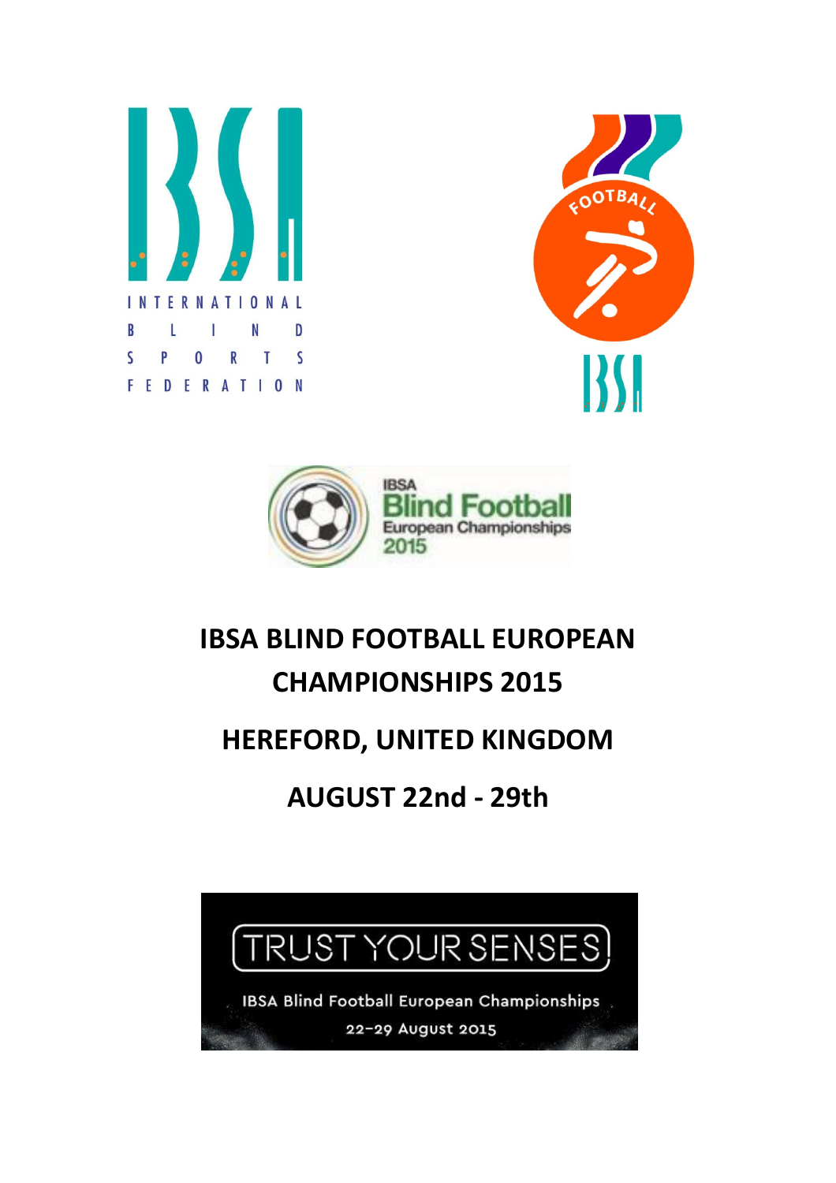INTERNATIONAL BLIND SPORTS FEDERATION

IBSA Blind Football European Championships 2015

# IBSA BLIND FOOTBALL EUROPEAN CHAMPIONSHIPS 2015

# HEREFORD, UNITED KINGDOM

# AUGUST 22nd - 29th

TRUST YOUR SENSES

IBSA Blind Football European Championships

22–29 August 2015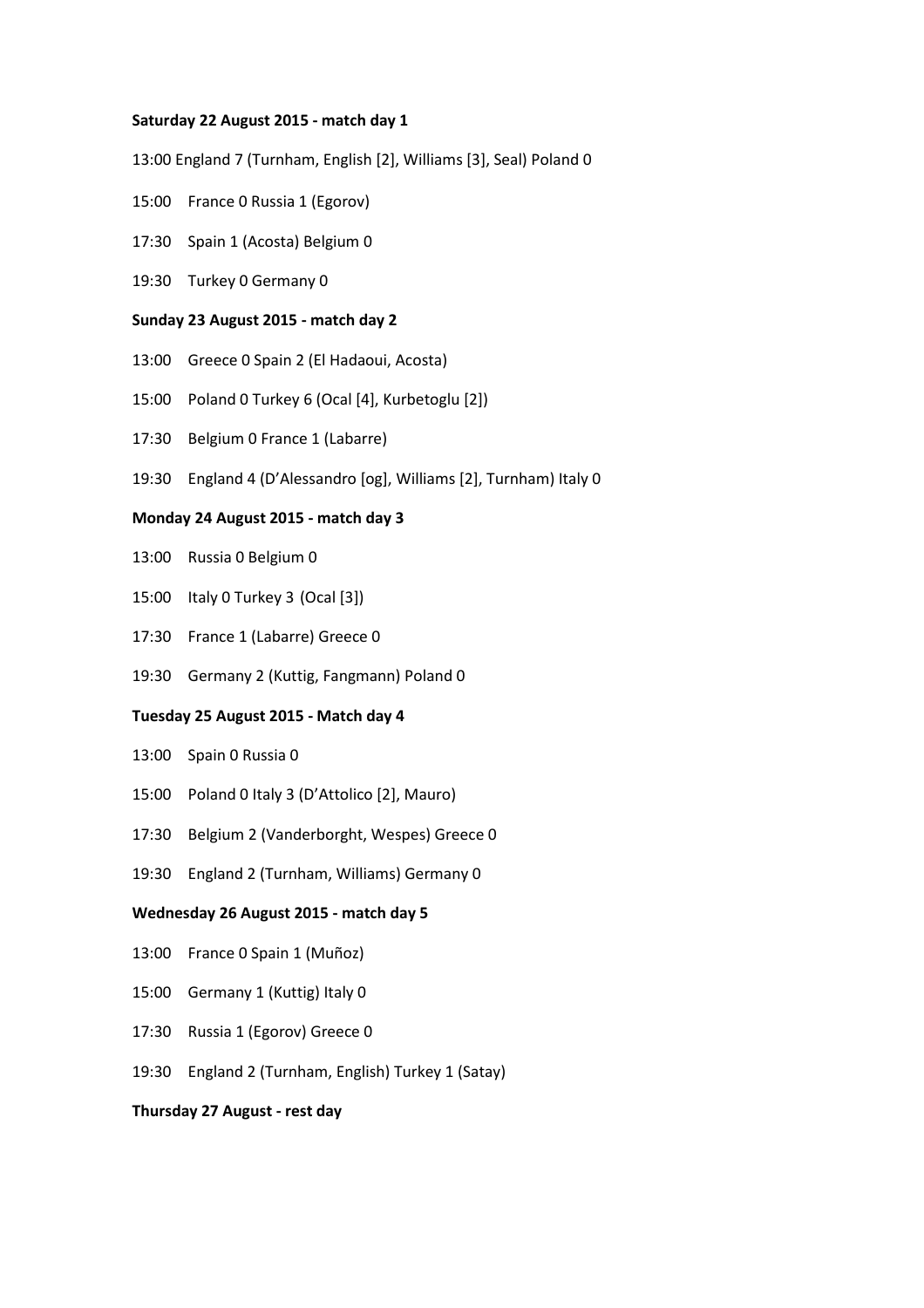**Saturday 22 August 2015 - match day 1**

13:00 England 7 (Turnham, English [2], Williams [3], Seal) Poland 0

15:00 France 0 Russia 1 (Egorov)

17:30 Spain 1 (Acosta) Belgium 0

19:30 Turkey 0 Germany 0

**Sunday 23 August 2015 - match day 2**

13:00 Greece 0 Spain 2 (El Hadaoui, Acosta)

15:00 Poland 0 Turkey 6 (Ocal [4], Kurbetoglu [2])

17:30 Belgium 0 France 1 (Labarre)

19:30 England 4 (D'Alessandro [og], Williams [2], Turnham) Italy 0

**Monday 24 August 2015 - match day 3**

13:00 Russia 0 Belgium 0

15:00 Italy 0 Turkey 3 (Ocal [3])

17:30 France 1 (Labarre) Greece 0

19:30 Germany 2 (Kuttig, Fangmann) Poland 0

**Tuesday 25 August 2015 - Match day 4**

13:00 Spain 0 Russia 0

15:00 Poland 0 Italy 3 (D'Attolico [2], Mauro)

17:30 Belgium 2 (Vanderborght, Wespes) Greece 0

19:30 England 2 (Turnham, Williams) Germany 0

**Wednesday 26 August 2015 - match day 5**

13:00 France 0 Spain 1 (Muñoz)

15:00 Germany 1 (Kuttig) Italy 0

17:30 Russia 1 (Egorov) Greece 0

19:30 England 2 (Turnham, English) Turkey 1 (Satay)

**Thursday 27 August - rest day**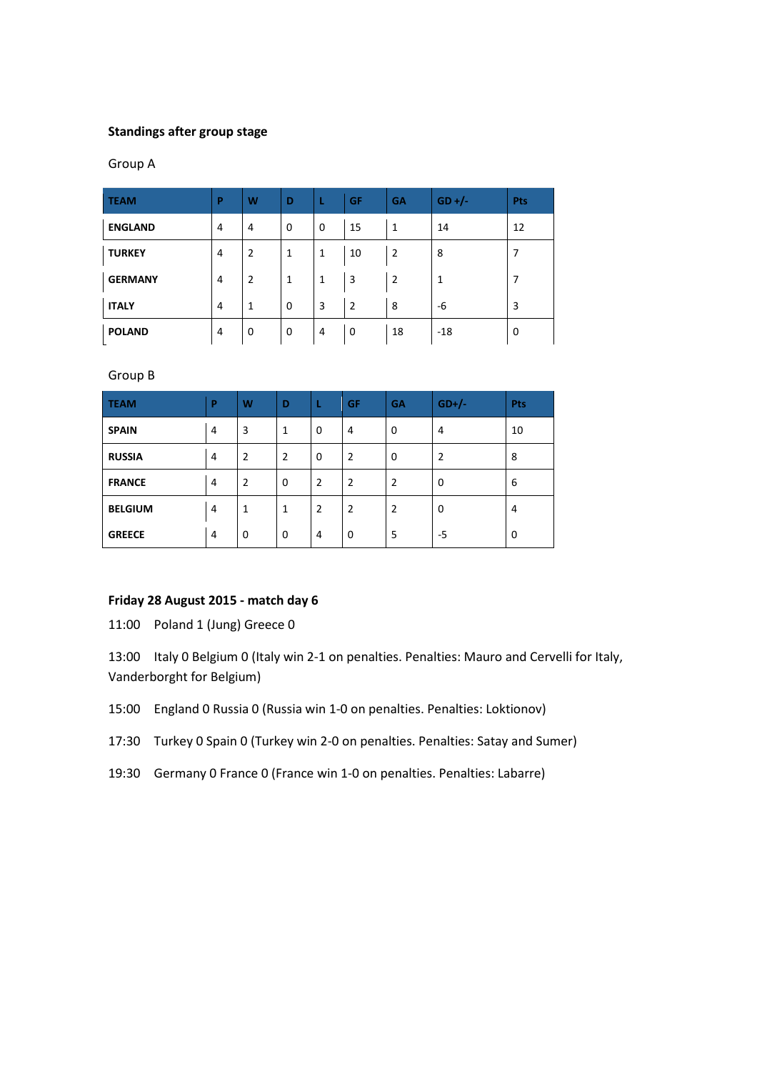**Standings after group stage**

Group A

| TEAM | P | W | D | L | GF | GA | GD +/- | Pts |
|---|---|---|---|---|---|---|---|---|
| **ENGLAND** | 4 | 4 | 0 | 0 | 15 | 1 | 14 | 12 |
| **TURKEY** | 4 | 2 | 1 | 1 | 10 | 2 | 8 | 7 |
| **GERMANY** | 4 | 2 | 1 | 1 | 3 | 2 | 1 | 7 |
| **ITALY** | 4 | 1 | 0 | 3 | 2 | 8 | -6 | 3 |
| **POLAND** | 4 | 0 | 0 | 4 | 0 | 18 | -18 | 0 |

Group B

| TEAM | P | W | D | L | GF | GA | GD+/- | Pts |
|---|---|---|---|---|---|---|---|---|
| **SPAIN** | 4 | 3 | 1 | 0 | 4 | 0 | 4 | 10 |
| **RUSSIA** | 4 | 2 | 2 | 0 | 2 | 0 | 2 | 8 |
| **FRANCE** | 4 | 2 | 0 | 2 | 2 | 2 | 0 | 6 |
| **BELGIUM** | 4 | 1 | 1 | 2 | 2 | 2 | 0 | 4 |
| **GREECE** | 4 | 0 | 0 | 4 | 0 | 5 | -5 | 0 |

**Friday 28 August 2015 - match day 6**

11:00 Poland 1 (Jung) Greece 0

13:00 Italy 0 Belgium 0 (Italy win 2-1 on penalties. Penalties: Mauro and Cervelli for Italy, Vanderborght for Belgium)

15:00 England 0 Russia 0 (Russia win 1-0 on penalties. Penalties: Loktionov)

17:30 Turkey 0 Spain 0 (Turkey win 2-0 on penalties. Penalties: Satay and Sumer)

19:30 Germany 0 France 0 (France win 1-0 on penalties. Penalties: Labarre)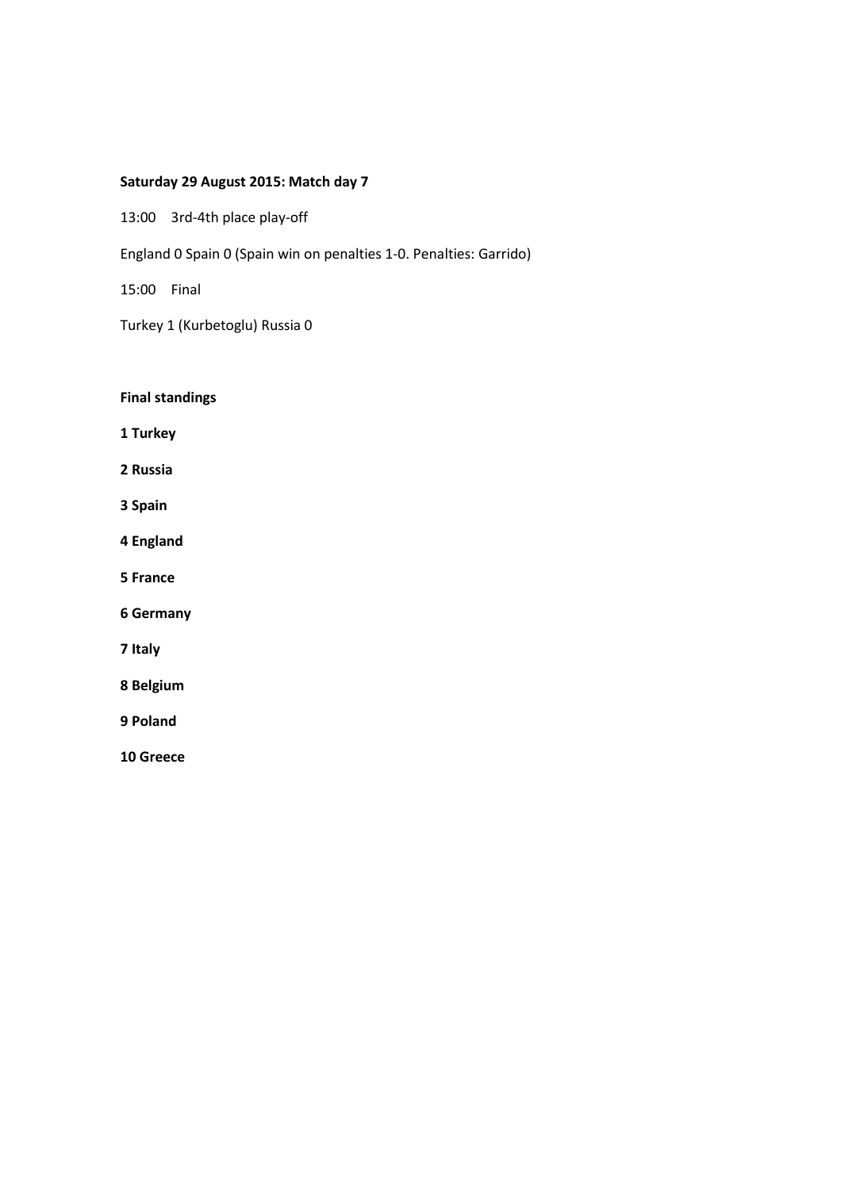**Saturday 29 August 2015: Match day 7**

13:00 3rd-4th place play-off

England 0 Spain 0 (Spain win on penalties 1-0. Penalties: Garrido)

15:00 Final

Turkey 1 (Kurbetoglu) Russia 0

**Final standings**

**1 Turkey**

**2 Russia**

**3 Spain**

**4 England**

**5 France**

**6 Germany**

**7 Italy**

**8 Belgium**

**9 Poland**

**10 Greece**